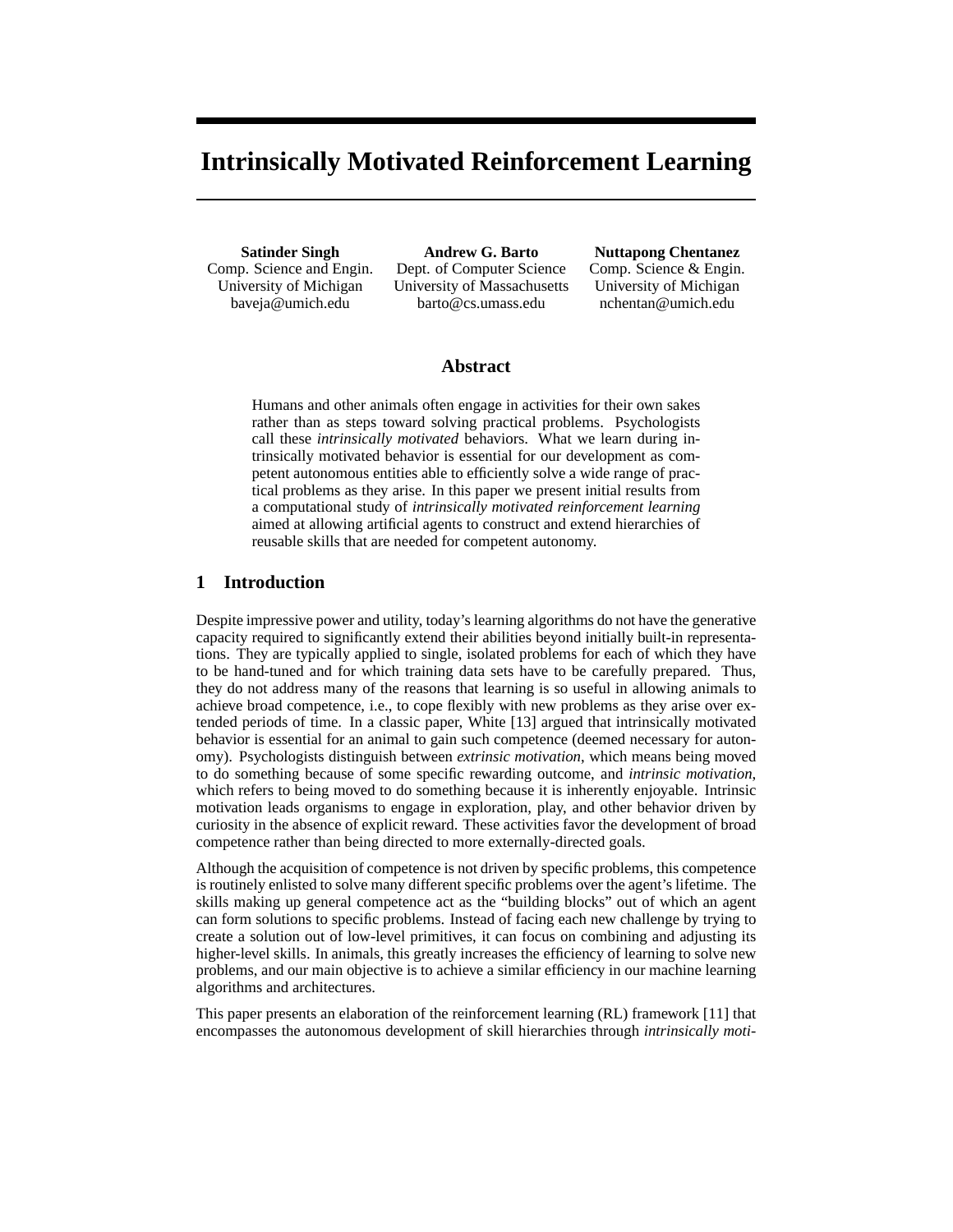# Intrinsically Motivated Reinforcement Learning

**Satinder Singh**
Comp. Science and Engin.
University of Michigan
baveja@umich.edu

**Andrew G. Barto**
Dept. of Computer Science
University of Massachusetts
barto@cs.umass.edu

**Nuttapong Chentanez**
Comp. Science & Engin.
University of Michigan
nchentan@umich.edu

## Abstract

Humans and other animals often engage in activities for their own sakes rather than as steps toward solving practical problems. Psychologists call these *intrinsically motivated* behaviors. What we learn during intrinsically motivated behavior is essential for our development as competent autonomous entities able to efficiently solve a wide range of practical problems as they arise. In this paper we present initial results from a computational study of *intrinsically motivated reinforcement learning* aimed at allowing artificial agents to construct and extend hierarchies of reusable skills that are needed for competent autonomy.

## 1 Introduction

Despite impressive power and utility, today's learning algorithms do not have the generative capacity required to significantly extend their abilities beyond initially built-in representations. They are typically applied to single, isolated problems for each of which they have to be hand-tuned and for which training data sets have to be carefully prepared. Thus, they do not address many of the reasons that learning is so useful in allowing animals to achieve broad competence, i.e., to cope flexibly with new problems as they arise over extended periods of time. In a classic paper, White [13] argued that intrinsically motivated behavior is essential for an animal to gain such competence (deemed necessary for autonomy). Psychologists distinguish between *extrinsic motivation*, which means being moved to do something because of some specific rewarding outcome, and *intrinsic motivation*, which refers to being moved to do something because it is inherently enjoyable. Intrinsic motivation leads organisms to engage in exploration, play, and other behavior driven by curiosity in the absence of explicit reward. These activities favor the development of broad competence rather than being directed to more externally-directed goals.

Although the acquisition of competence is not driven by specific problems, this competence is routinely enlisted to solve many different specific problems over the agent's lifetime. The skills making up general competence act as the "building blocks" out of which an agent can form solutions to specific problems. Instead of facing each new challenge by trying to create a solution out of low-level primitives, it can focus on combining and adjusting its higher-level skills. In animals, this greatly increases the efficiency of learning to solve new problems, and our main objective is to achieve a similar efficiency in our machine learning algorithms and architectures.

This paper presents an elaboration of the reinforcement learning (RL) framework [11] that encompasses the autonomous development of skill hierarchies through *intrinsically moti-*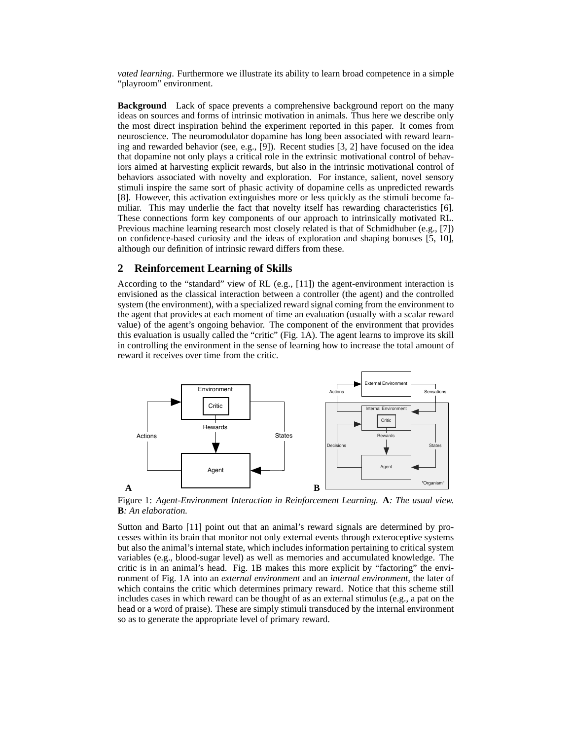*vated learning*. Furthermore we illustrate its ability to learn broad competence in a simple "playroom" environment.

**Background** Lack of space prevents a comprehensive background report on the many ideas on sources and forms of intrinsic motivation in animals. Thus here we describe only the most direct inspiration behind the experiment reported in this paper. It comes from neuroscience. The neuromodulator dopamine has long been associated with reward learning and rewarded behavior (see, e.g., [9]). Recent studies [3, 2] have focused on the idea that dopamine not only plays a critical role in the extrinsic motivational control of behaviors aimed at harvesting explicit rewards, but also in the intrinsic motivational control of behaviors associated with novelty and exploration. For instance, salient, novel sensory stimuli inspire the same sort of phasic activity of dopamine cells as unpredicted rewards [8]. However, this activation extinguishes more or less quickly as the stimuli become familiar. This may underlie the fact that novelty itself has rewarding characteristics [6]. These connections form key components of our approach to intrinsically motivated RL. Previous machine learning research most closely related is that of Schmidhuber (e.g., [7]) on confidence-based curiosity and the ideas of exploration and shaping bonuses [5, 10], although our definition of intrinsic reward differs from these.

## 2 Reinforcement Learning of Skills

According to the "standard" view of RL (e.g., [11]) the agent-environment interaction is envisioned as the classical interaction between a controller (the agent) and the controlled system (the environment), with a specialized reward signal coming from the environment to the agent that provides at each moment of time an evaluation (usually with a scalar reward value) of the agent's ongoing behavior. The component of the environment that provides this evaluation is usually called the "critic" (Fig. 1A). The agent learns to improve its skill in controlling the environment in the sense of learning how to increase the total amount of reward it receives over time from the critic.

Figure 1: *Agent-Environment Interaction in Reinforcement Learning.* **A***: The usual view.* **B***: An elaboration.*

Sutton and Barto [11] point out that an animal's reward signals are determined by processes within its brain that monitor not only external events through exteroceptive systems but also the animal's internal state, which includes information pertaining to critical system variables (e.g., blood-sugar level) as well as memories and accumulated knowledge. The critic is in an animal's head. Fig. 1B makes this more explicit by "factoring" the environment of Fig. 1A into an *external environment* and an *internal environment*, the later of which contains the critic which determines primary reward. Notice that this scheme still includes cases in which reward can be thought of as an external stimulus (e.g., a pat on the head or a word of praise). These are simply stimuli transduced by the internal environment so as to generate the appropriate level of primary reward.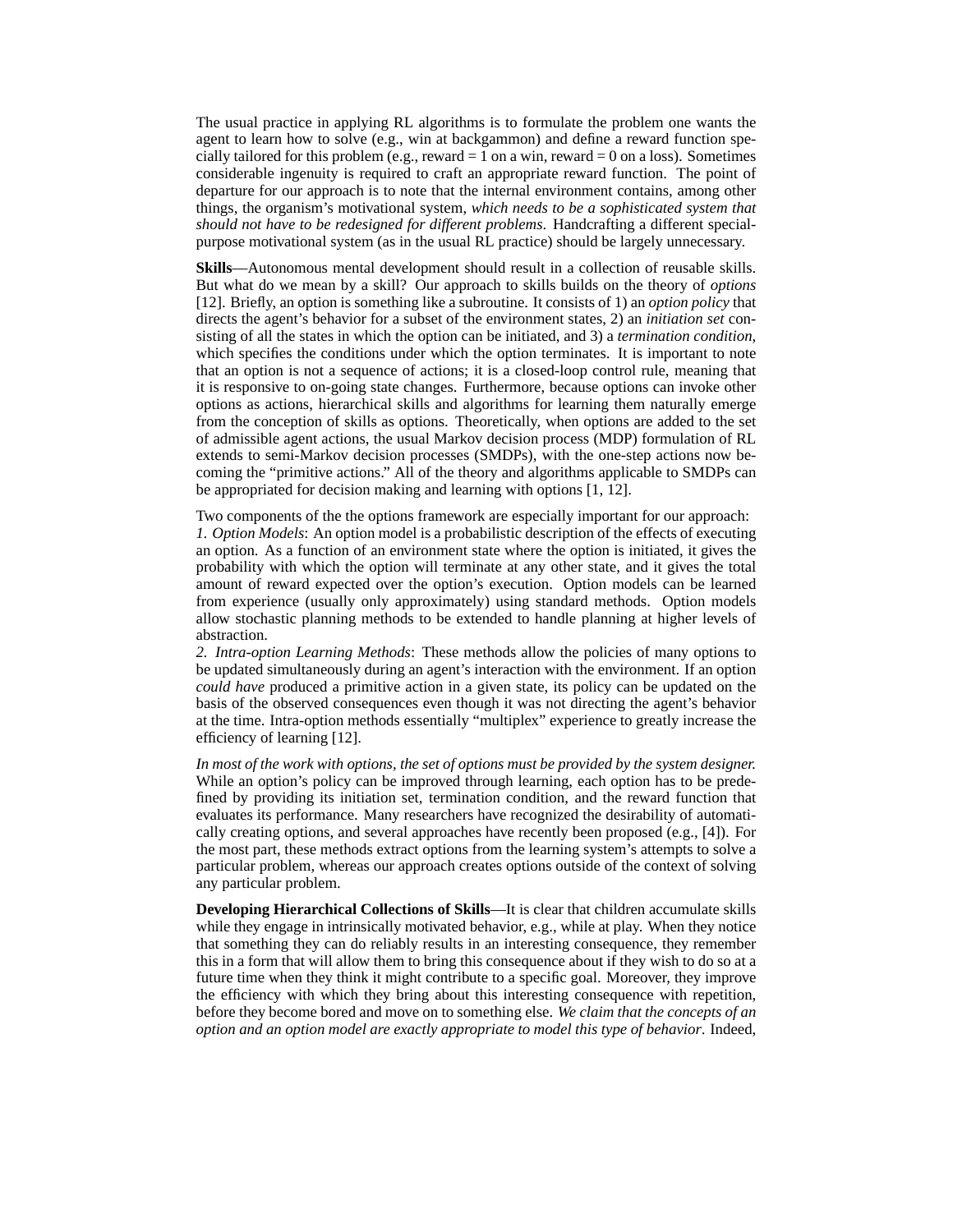The usual practice in applying RL algorithms is to formulate the problem one wants the agent to learn how to solve (e.g., win at backgammon) and define a reward function specially tailored for this problem (e.g., reward = 1 on a win, reward = 0 on a loss). Sometimes considerable ingenuity is required to craft an appropriate reward function. The point of departure for our approach is to note that the internal environment contains, among other things, the organism's motivational system, *which needs to be a sophisticated system that should not have to be redesigned for different problems*. Handcrafting a different special-purpose motivational system (as in the usual RL practice) should be largely unnecessary.

**Skills**—Autonomous mental development should result in a collection of reusable skills. But what do we mean by a skill? Our approach to skills builds on the theory of *options* [12]. Briefly, an option is something like a subroutine. It consists of 1) an *option policy* that directs the agent's behavior for a subset of the environment states, 2) an *initiation set* consisting of all the states in which the option can be initiated, and 3) a *termination condition*, which specifies the conditions under which the option terminates. It is important to note that an option is not a sequence of actions; it is a closed-loop control rule, meaning that it is responsive to on-going state changes. Furthermore, because options can invoke other options as actions, hierarchical skills and algorithms for learning them naturally emerge from the conception of skills as options. Theoretically, when options are added to the set of admissible agent actions, the usual Markov decision process (MDP) formulation of RL extends to semi-Markov decision processes (SMDPs), with the one-step actions now becoming the "primitive actions." All of the theory and algorithms applicable to SMDPs can be appropriated for decision making and learning with options [1, 12].

Two components of the the options framework are especially important for our approach:
*1. Option Models*: An option model is a probabilistic description of the effects of executing an option. As a function of an environment state where the option is initiated, it gives the probability with which the option will terminate at any other state, and it gives the total amount of reward expected over the option's execution. Option models can be learned from experience (usually only approximately) using standard methods. Option models allow stochastic planning methods to be extended to handle planning at higher levels of abstraction.
*2. Intra-option Learning Methods*: These methods allow the policies of many options to be updated simultaneously during an agent's interaction with the environment. If an option *could have* produced a primitive action in a given state, its policy can be updated on the basis of the observed consequences even though it was not directing the agent's behavior at the time. Intra-option methods essentially "multiplex" experience to greatly increase the efficiency of learning [12].

*In most of the work with options, the set of options must be provided by the system designer.* While an option's policy can be improved through learning, each option has to be predefined by providing its initiation set, termination condition, and the reward function that evaluates its performance. Many researchers have recognized the desirability of automatically creating options, and several approaches have recently been proposed (e.g., [4]). For the most part, these methods extract options from the learning system's attempts to solve a particular problem, whereas our approach creates options outside of the context of solving any particular problem.

**Developing Hierarchical Collections of Skills**—It is clear that children accumulate skills while they engage in intrinsically motivated behavior, e.g., while at play. When they notice that something they can do reliably results in an interesting consequence, they remember this in a form that will allow them to bring this consequence about if they wish to do so at a future time when they think it might contribute to a specific goal. Moreover, they improve the efficiency with which they bring about this interesting consequence with repetition, before they become bored and move on to something else. *We claim that the concepts of an option and an option model are exactly appropriate to model this type of behavior*. Indeed,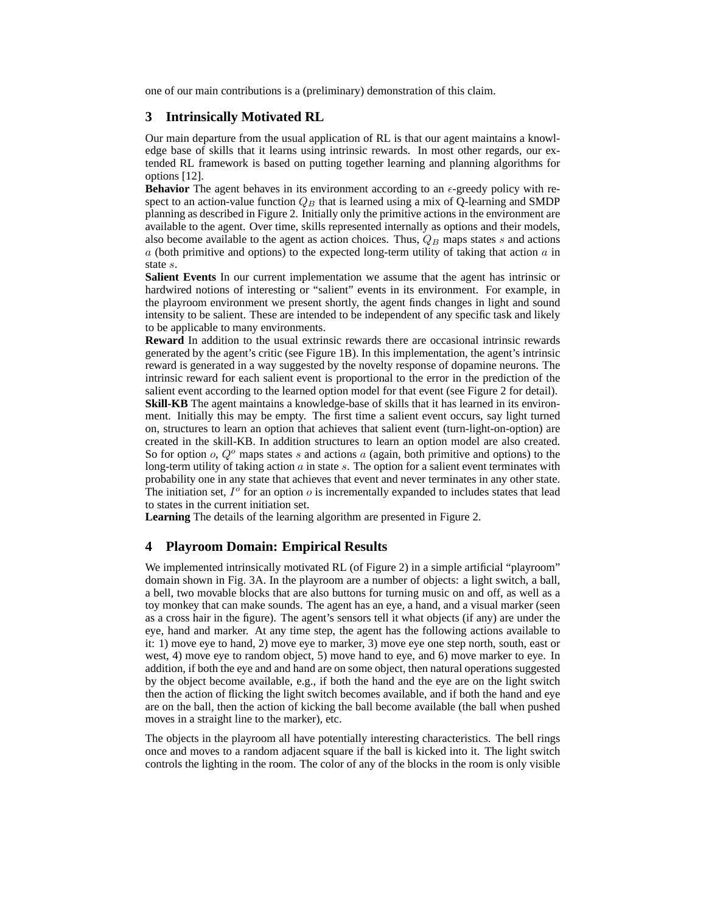one of our main contributions is a (preliminary) demonstration of this claim.

## 3 Intrinsically Motivated RL

Our main departure from the usual application of RL is that our agent maintains a knowledge base of skills that it learns using intrinsic rewards. In most other regards, our extended RL framework is based on putting together learning and planning algorithms for options [12].

**Behavior** The agent behaves in its environment according to an $\epsilon$-greedy policy with respect to an action-value function $Q_B$ that is learned using a mix of Q-learning and SMDP planning as described in Figure 2. Initially only the primitive actions in the environment are available to the agent. Over time, skills represented internally as options and their models, also become available to the agent as action choices. Thus, $Q_B$ maps states $s$ and actions $a$ (both primitive and options) to the expected long-term utility of taking that action $a$ in state $s$.

**Salient Events** In our current implementation we assume that the agent has intrinsic or hardwired notions of interesting or "salient" events in its environment. For example, in the playroom environment we present shortly, the agent finds changes in light and sound intensity to be salient. These are intended to be independent of any specific task and likely to be applicable to many environments.

**Reward** In addition to the usual extrinsic rewards there are occasional intrinsic rewards generated by the agent's critic (see Figure 1B). In this implementation, the agent's intrinsic reward is generated in a way suggested by the novelty response of dopamine neurons. The intrinsic reward for each salient event is proportional to the error in the prediction of the salient event according to the learned option model for that event (see Figure 2 for detail).

**Skill-KB** The agent maintains a knowledge-base of skills that it has learned in its environment. Initially this may be empty. The first time a salient event occurs, say light turned on, structures to learn an option that achieves that salient event (turn-light-on-option) are created in the skill-KB. In addition structures to learn an option model are also created. So for option $o$, $Q^o$ maps states $s$ and actions $a$ (again, both primitive and options) to the long-term utility of taking action $a$ in state $s$. The option for a salient event terminates with probability one in any state that achieves that event and never terminates in any other state. The initiation set, $I^o$ for an option $o$ is incrementally expanded to includes states that lead to states in the current initiation set.

**Learning** The details of the learning algorithm are presented in Figure 2.

## 4 Playroom Domain: Empirical Results

We implemented intrinsically motivated RL (of Figure 2) in a simple artificial "playroom" domain shown in Fig. 3A. In the playroom are a number of objects: a light switch, a ball, a bell, two movable blocks that are also buttons for turning music on and off, as well as a toy monkey that can make sounds. The agent has an eye, a hand, and a visual marker (seen as a cross hair in the figure). The agent's sensors tell it what objects (if any) are under the eye, hand and marker. At any time step, the agent has the following actions available to it: 1) move eye to hand, 2) move eye to marker, 3) move eye one step north, south, east or west, 4) move eye to random object, 5) move hand to eye, and 6) move marker to eye. In addition, if both the eye and and hand are on some object, then natural operations suggested by the object become available, e.g., if both the hand and the eye are on the light switch then the action of flicking the light switch becomes available, and if both the hand and eye are on the ball, then the action of kicking the ball become available (the ball when pushed moves in a straight line to the marker), etc.

The objects in the playroom all have potentially interesting characteristics. The bell rings once and moves to a random adjacent square if the ball is kicked into it. The light switch controls the lighting in the room. The color of any of the blocks in the room is only visible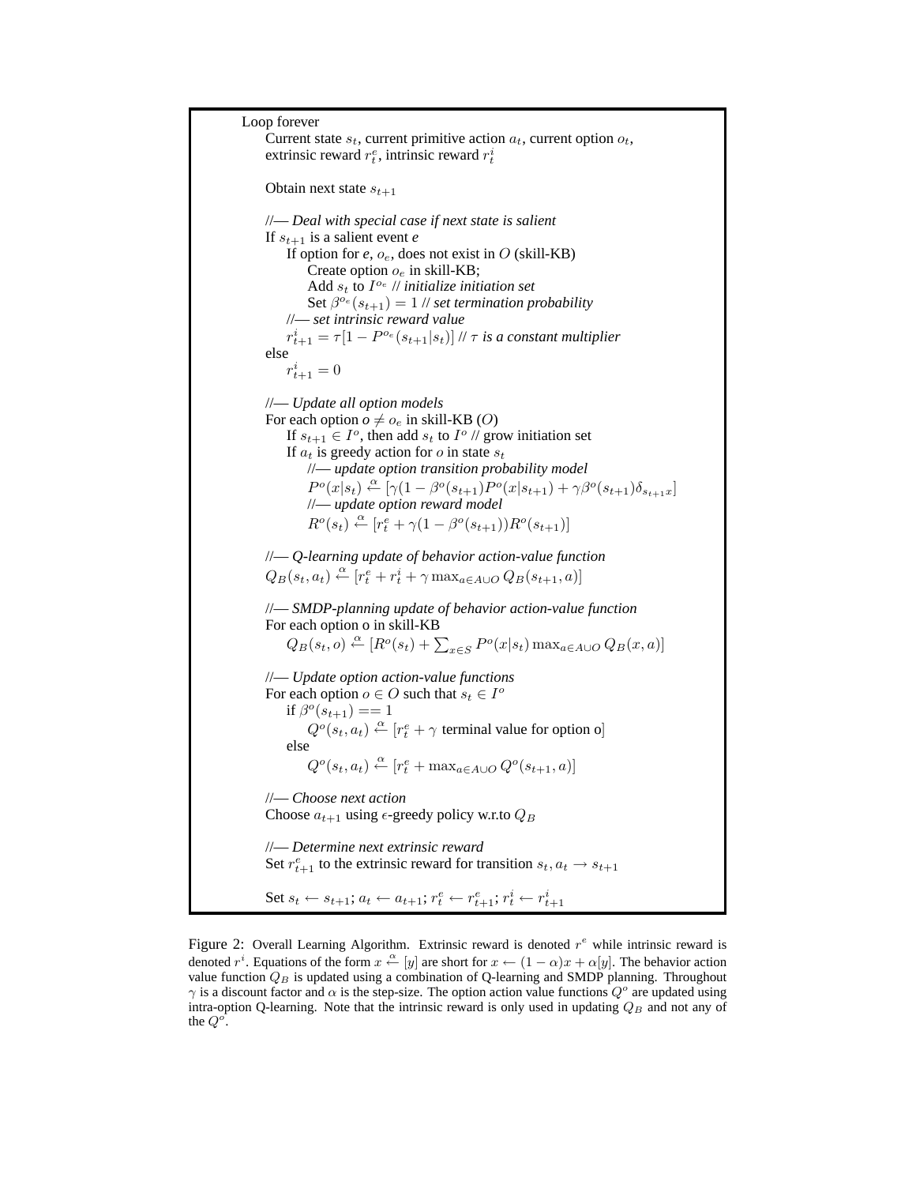```
Loop forever
    Current state s_t, current primitive action a_t, current option o_t,
    extrinsic reward r^e_t, intrinsic reward r^i_t

    Obtain next state s_{t+1}

    //— Deal with special case if next state is salient
    If s_{t+1} is a salient event e
        If option for e, o_e, does not exist in O (skill-KB)
            Create option o_e in skill-KB;
            Add s_t to I^{o_e} // initialize initiation set
            Set β^{o_e}(s_{t+1}) = 1 // set termination probability
        //— set intrinsic reward value
        r^i_{t+1} = τ[1 − P^{o_e}(s_{t+1}|s_t)] // τ is a constant multiplier
    else
        r^i_{t+1} = 0

    //— Update all option models
    For each option o ≠ o_e in skill-KB (O)
        If s_{t+1} ∈ I^o, then add s_t to I^o // grow initiation set
        If a_t is greedy action for o in state s_t
            //— update option transition probability model
            P^o(x|s_t) ←α [γ(1 − β^o(s_{t+1})P^o(x|s_{t+1}) + γβ^o(s_{t+1})δ_{s_{t+1}x}]
            //— update option reward model
            R^o(s_t) ←α [r^e_t + γ(1 − β^o(s_{t+1}))R^o(s_{t+1})]

    //— Q-learning update of behavior action-value function
    Q_B(s_t, a_t) ←α [r^e_t + r^i_t + γ max_{a∈A∪O} Q_B(s_{t+1}, a)]

    //— SMDP-planning update of behavior action-value function
    For each option o in skill-KB
        Q_B(s_t, o) ←α [R^o(s_t) + Σ_{x∈S} P^o(x|s_t) max_{a∈A∪O} Q_B(x, a)]

    //— Update option action-value functions
    For each option o ∈ O such that s_t ∈ I^o
        if β^o(s_{t+1}) == 1
            Q^o(s_t, a_t) ←α [r^e_t + γ terminal value for option o]
        else
            Q^o(s_t, a_t) ←α [r^e_t + max_{a∈A∪O} Q^o(s_{t+1}, a)]

    //— Choose next action
    Choose a_{t+1} using ε-greedy policy w.r.to Q_B

    //— Determine next extrinsic reward
    Set r^e_{t+1} to the extrinsic reward for transition s_t, a_t → s_{t+1}

    Set s_t ← s_{t+1}; a_t ← a_{t+1}; r^e_t ← r^e_{t+1}; r^i_t ← r^i_{t+1}
```

Figure 2: Overall Learning Algorithm. Extrinsic reward is denoted $r^e$ while intrinsic reward is denoted $r^i$. Equations of the form $x \stackrel{\alpha}{\leftarrow} [y]$ are short for $x \leftarrow (1-\alpha)x + \alpha[y]$. The behavior action value function $Q_B$ is updated using a combination of Q-learning and SMDP planning. Throughout $\gamma$ is a discount factor and $\alpha$ is the step-size. The option action value functions $Q^o$ are updated using intra-option Q-learning. Note that the intrinsic reward is only used in updating $Q_B$ and not any of the $Q^o$.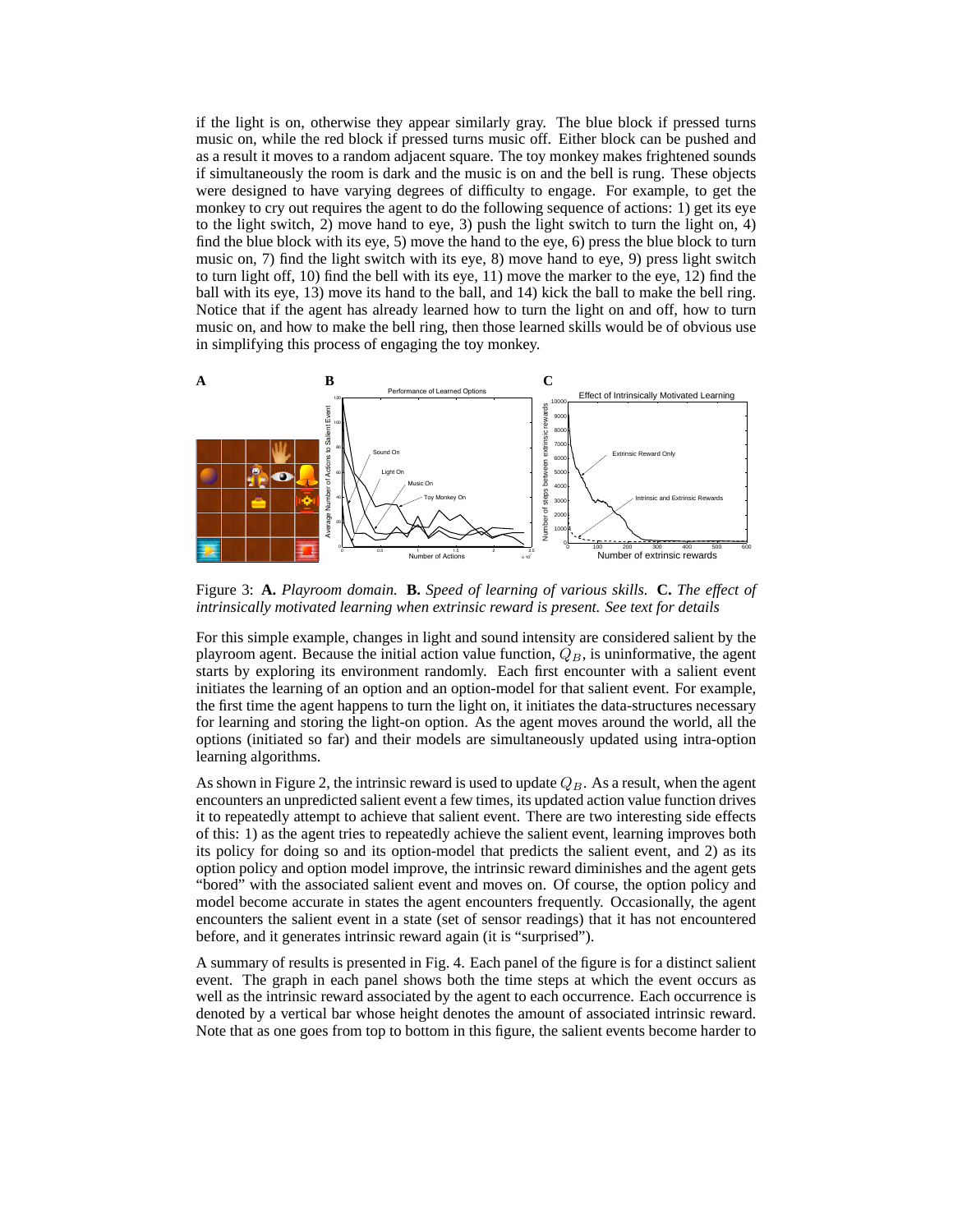if the light is on, otherwise they appear similarly gray. The blue block if pressed turns music on, while the red block if pressed turns music off. Either block can be pushed and as a result it moves to a random adjacent square. The toy monkey makes frightened sounds if simultaneously the room is dark and the music is on and the bell is rung. These objects were designed to have varying degrees of difficulty to engage. For example, to get the monkey to cry out requires the agent to do the following sequence of actions: 1) get its eye to the light switch, 2) move hand to eye, 3) push the light switch to turn the light on, 4) find the blue block with its eye, 5) move the hand to the eye, 6) press the blue block to turn music on, 7) find the light switch with its eye, 8) move hand to eye, 9) press light switch to turn light off, 10) find the bell with its eye, 11) move the marker to the eye, 12) find the ball with its eye, 13) move its hand to the ball, and 14) kick the ball to make the bell ring. Notice that if the agent has already learned how to turn the light on and off, how to turn music on, and how to make the bell ring, then those learned skills would be of obvious use in simplifying this process of engaging the toy monkey.

Figure 3: **A.** *Playroom domain.* **B.** *Speed of learning of various skills.* **C.** *The effect of intrinsically motivated learning when extrinsic reward is present. See text for details*

For this simple example, changes in light and sound intensity are considered salient by the playroom agent. Because the initial action value function, $Q_B$, is uninformative, the agent starts by exploring its environment randomly. Each first encounter with a salient event initiates the learning of an option and an option-model for that salient event. For example, the first time the agent happens to turn the light on, it initiates the data-structures necessary for learning and storing the light-on option. As the agent moves around the world, all the options (initiated so far) and their models are simultaneously updated using intra-option learning algorithms.

As shown in Figure 2, the intrinsic reward is used to update $Q_B$. As a result, when the agent encounters an unpredicted salient event a few times, its updated action value function drives it to repeatedly attempt to achieve that salient event. There are two interesting side effects of this: 1) as the agent tries to repeatedly achieve the salient event, learning improves both its policy for doing so and its option-model that predicts the salient event, and 2) as its option policy and option model improve, the intrinsic reward diminishes and the agent gets "bored" with the associated salient event and moves on. Of course, the option policy and model become accurate in states the agent encounters frequently. Occasionally, the agent encounters the salient event in a state (set of sensor readings) that it has not encountered before, and it generates intrinsic reward again (it is "surprised").

A summary of results is presented in Fig. 4. Each panel of the figure is for a distinct salient event. The graph in each panel shows both the time steps at which the event occurs as well as the intrinsic reward associated by the agent to each occurrence. Each occurrence is denoted by a vertical bar whose height denotes the amount of associated intrinsic reward. Note that as one goes from top to bottom in this figure, the salient events become harder to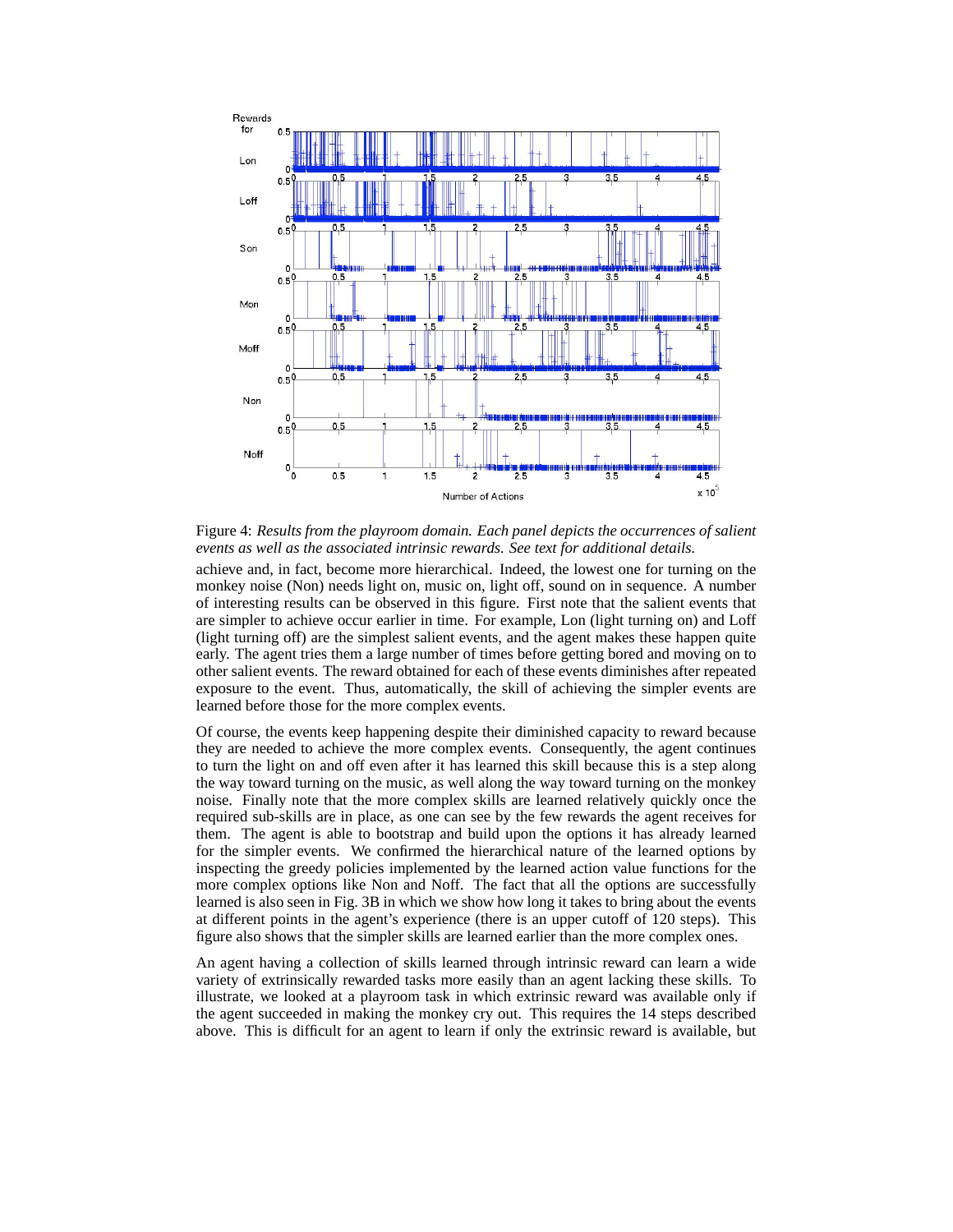Figure 4: *Results from the playroom domain. Each panel depicts the occurrences of salient events as well as the associated intrinsic rewards. See text for additional details.*

achieve and, in fact, become more hierarchical. Indeed, the lowest one for turning on the monkey noise (Non) needs light on, music on, light off, sound on in sequence. A number of interesting results can be observed in this figure. First note that the salient events that are simpler to achieve occur earlier in time. For example, Lon (light turning on) and Loff (light turning off) are the simplest salient events, and the agent makes these happen quite early. The agent tries them a large number of times before getting bored and moving on to other salient events. The reward obtained for each of these events diminishes after repeated exposure to the event. Thus, automatically, the skill of achieving the simpler events are learned before those for the more complex events.

Of course, the events keep happening despite their diminished capacity to reward because they are needed to achieve the more complex events. Consequently, the agent continues to turn the light on and off even after it has learned this skill because this is a step along the way toward turning on the music, as well along the way toward turning on the monkey noise. Finally note that the more complex skills are learned relatively quickly once the required sub-skills are in place, as one can see by the few rewards the agent receives for them. The agent is able to bootstrap and build upon the options it has already learned for the simpler events. We confirmed the hierarchical nature of the learned options by inspecting the greedy policies implemented by the learned action value functions for the more complex options like Non and Noff. The fact that all the options are successfully learned is also seen in Fig. 3B in which we show how long it takes to bring about the events at different points in the agent's experience (there is an upper cutoff of 120 steps). This figure also shows that the simpler skills are learned earlier than the more complex ones.

An agent having a collection of skills learned through intrinsic reward can learn a wide variety of extrinsically rewarded tasks more easily than an agent lacking these skills. To illustrate, we looked at a playroom task in which extrinsic reward was available only if the agent succeeded in making the monkey cry out. This requires the 14 steps described above. This is difficult for an agent to learn if only the extrinsic reward is available, but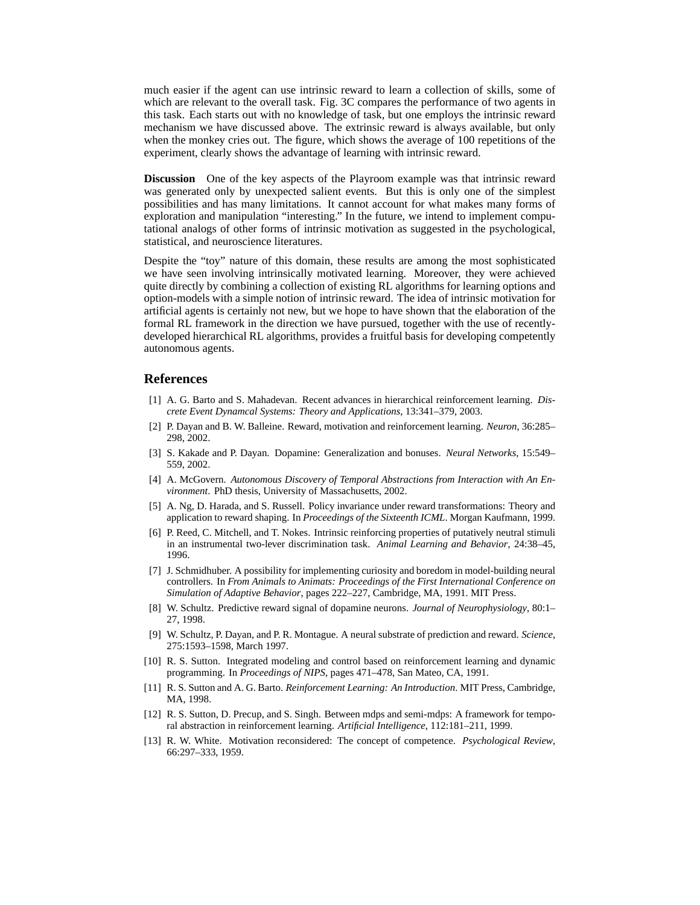much easier if the agent can use intrinsic reward to learn a collection of skills, some of which are relevant to the overall task. Fig. 3C compares the performance of two agents in this task. Each starts out with no knowledge of task, but one employs the intrinsic reward mechanism we have discussed above. The extrinsic reward is always available, but only when the monkey cries out. The figure, which shows the average of 100 repetitions of the experiment, clearly shows the advantage of learning with intrinsic reward.

**Discussion** One of the key aspects of the Playroom example was that intrinsic reward was generated only by unexpected salient events. But this is only one of the simplest possibilities and has many limitations. It cannot account for what makes many forms of exploration and manipulation "interesting." In the future, we intend to implement computational analogs of other forms of intrinsic motivation as suggested in the psychological, statistical, and neuroscience literatures.

Despite the "toy" nature of this domain, these results are among the most sophisticated we have seen involving intrinsically motivated learning. Moreover, they were achieved quite directly by combining a collection of existing RL algorithms for learning options and option-models with a simple notion of intrinsic reward. The idea of intrinsic motivation for artificial agents is certainly not new, but we hope to have shown that the elaboration of the formal RL framework in the direction we have pursued, together with the use of recently-developed hierarchical RL algorithms, provides a fruitful basis for developing competently autonomous agents.

## References

[1] A. G. Barto and S. Mahadevan. Recent advances in hierarchical reinforcement learning. *Discrete Event Dynamcal Systems: Theory and Applications*, 13:341–379, 2003.

[2] P. Dayan and B. W. Balleine. Reward, motivation and reinforcement learning. *Neuron*, 36:285–298, 2002.

[3] S. Kakade and P. Dayan. Dopamine: Generalization and bonuses. *Neural Networks*, 15:549–559, 2002.

[4] A. McGovern. *Autonomous Discovery of Temporal Abstractions from Interaction with An Environment*. PhD thesis, University of Massachusetts, 2002.

[5] A. Ng, D. Harada, and S. Russell. Policy invariance under reward transformations: Theory and application to reward shaping. In *Proceedings of the Sixteenth ICML*. Morgan Kaufmann, 1999.

[6] P. Reed, C. Mitchell, and T. Nokes. Intrinsic reinforcing properties of putatively neutral stimuli in an instrumental two-lever discrimination task. *Animal Learning and Behavior*, 24:38–45, 1996.

[7] J. Schmidhuber. A possibility for implementing curiosity and boredom in model-building neural controllers. In *From Animals to Animats: Proceedings of the First International Conference on Simulation of Adaptive Behavior*, pages 222–227, Cambridge, MA, 1991. MIT Press.

[8] W. Schultz. Predictive reward signal of dopamine neurons. *Journal of Neurophysiology*, 80:1–27, 1998.

[9] W. Schultz, P. Dayan, and P. R. Montague. A neural substrate of prediction and reward. *Science*, 275:1593–1598, March 1997.

[10] R. S. Sutton. Integrated modeling and control based on reinforcement learning and dynamic programming. In *Proceedings of NIPS*, pages 471–478, San Mateo, CA, 1991.

[11] R. S. Sutton and A. G. Barto. *Reinforcement Learning: An Introduction*. MIT Press, Cambridge, MA, 1998.

[12] R. S. Sutton, D. Precup, and S. Singh. Between mdps and semi-mdps: A framework for temporal abstraction in reinforcement learning. *Artificial Intelligence*, 112:181–211, 1999.

[13] R. W. White. Motivation reconsidered: The concept of competence. *Psychological Review*, 66:297–333, 1959.